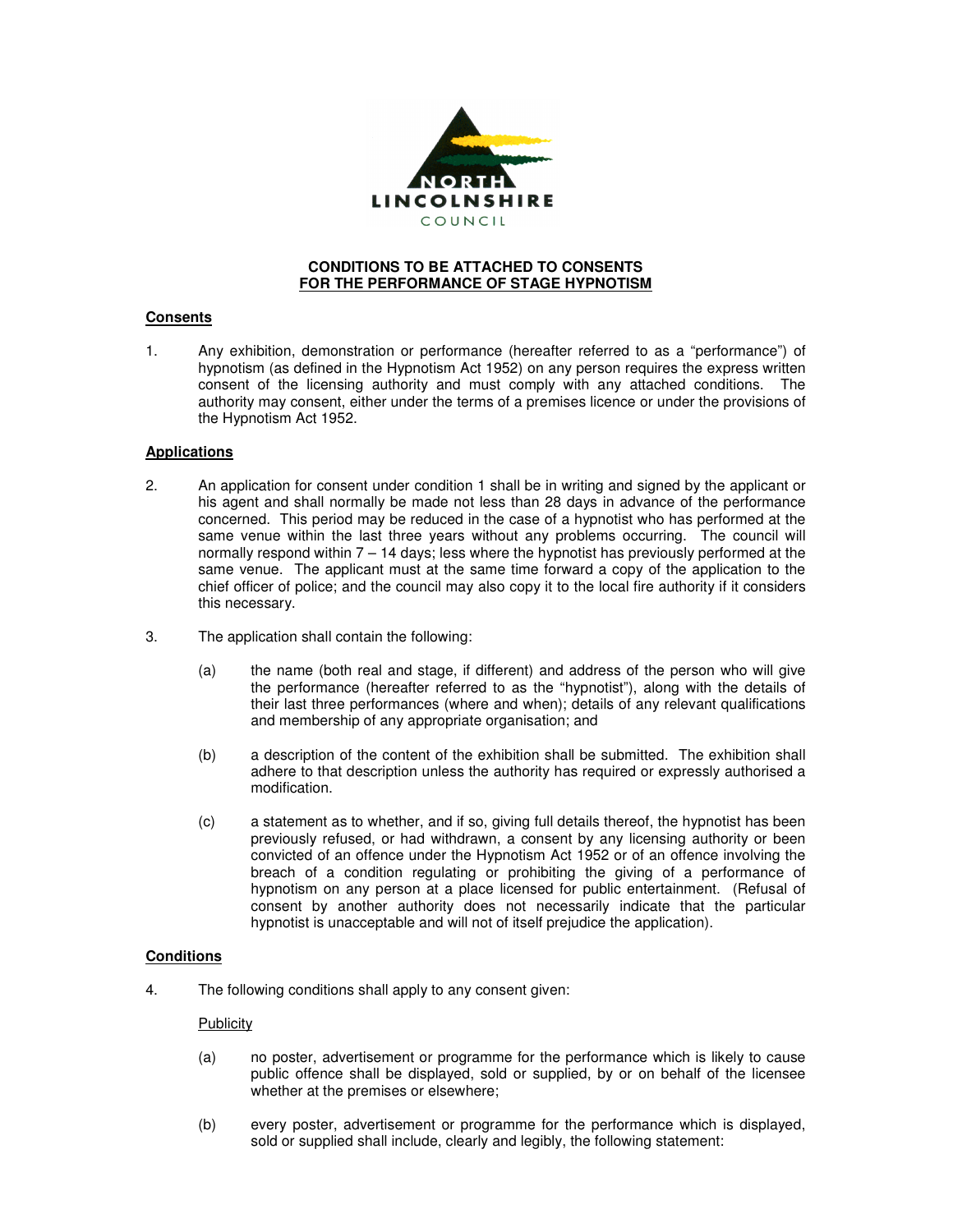NORTH LINCOLNSHIRE COUNCIL

**CONDITIONS TO BE ATTACHED TO CONSENTS**
**FOR THE PERFORMANCE OF STAGE HYPNOTISM**

## Consents

1. Any exhibition, demonstration or performance (hereafter referred to as a "performance") of hypnotism (as defined in the Hypnotism Act 1952) on any person requires the express written consent of the licensing authority and must comply with any attached conditions. The authority may consent, either under the terms of a premises licence or under the provisions of the Hypnotism Act 1952.

## Applications

2. An application for consent under condition 1 shall be in writing and signed by the applicant or his agent and shall normally be made not less than 28 days in advance of the performance concerned. This period may be reduced in the case of a hypnotist who has performed at the same venue within the last three years without any problems occurring. The council will normally respond within 7 – 14 days; less where the hypnotist has previously performed at the same venue. The applicant must at the same time forward a copy of the application to the chief officer of police; and the council may also copy it to the local fire authority if it considers this necessary.

3. The application shall contain the following:

   (a) the name (both real and stage, if different) and address of the person who will give the performance (hereafter referred to as the "hypnotist"), along with the details of their last three performances (where and when); details of any relevant qualifications and membership of any appropriate organisation; and

   (b) a description of the content of the exhibition shall be submitted. The exhibition shall adhere to that description unless the authority has required or expressly authorised a modification.

   (c) a statement as to whether, and if so, giving full details thereof, the hypnotist has been previously refused, or had withdrawn, a consent by any licensing authority or been convicted of an offence under the Hypnotism Act 1952 or of an offence involving the breach of a condition regulating or prohibiting the giving of a performance of hypnotism on any person at a place licensed for public entertainment. (Refusal of consent by another authority does not necessarily indicate that the particular hypnotist is unacceptable and will not of itself prejudice the application).

## Conditions

4. The following conditions shall apply to any consent given:

   Publicity

   (a) no poster, advertisement or programme for the performance which is likely to cause public offence shall be displayed, sold or supplied, by or on behalf of the licensee whether at the premises or elsewhere;

   (b) every poster, advertisement or programme for the performance which is displayed, sold or supplied shall include, clearly and legibly, the following statement: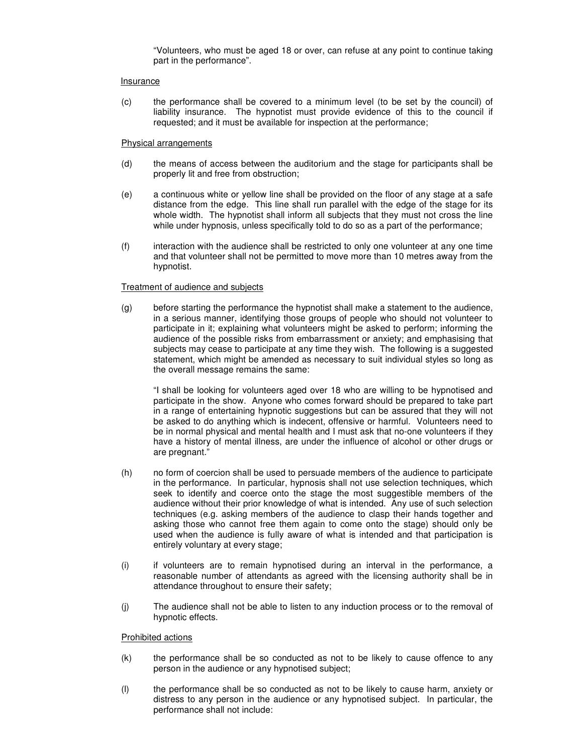"Volunteers, who must be aged 18 or over, can refuse at any point to continue taking part in the performance".

Insurance

(c) the performance shall be covered to a minimum level (to be set by the council) of liability insurance. The hypnotist must provide evidence of this to the council if requested; and it must be available for inspection at the performance;

Physical arrangements

(d) the means of access between the auditorium and the stage for participants shall be properly lit and free from obstruction;

(e) a continuous white or yellow line shall be provided on the floor of any stage at a safe distance from the edge. This line shall run parallel with the edge of the stage for its whole width. The hypnotist shall inform all subjects that they must not cross the line while under hypnosis, unless specifically told to do so as a part of the performance;

(f) interaction with the audience shall be restricted to only one volunteer at any one time and that volunteer shall not be permitted to move more than 10 metres away from the hypnotist.

Treatment of audience and subjects

(g) before starting the performance the hypnotist shall make a statement to the audience, in a serious manner, identifying those groups of people who should not volunteer to participate in it; explaining what volunteers might be asked to perform; informing the audience of the possible risks from embarrassment or anxiety; and emphasising that subjects may cease to participate at any time they wish. The following is a suggested statement, which might be amended as necessary to suit individual styles so long as the overall message remains the same:

"I shall be looking for volunteers aged over 18 who are willing to be hypnotised and participate in the show. Anyone who comes forward should be prepared to take part in a range of entertaining hypnotic suggestions but can be assured that they will not be asked to do anything which is indecent, offensive or harmful. Volunteers need to be in normal physical and mental health and I must ask that no-one volunteers if they have a history of mental illness, are under the influence of alcohol or other drugs or are pregnant."

(h) no form of coercion shall be used to persuade members of the audience to participate in the performance. In particular, hypnosis shall not use selection techniques, which seek to identify and coerce onto the stage the most suggestible members of the audience without their prior knowledge of what is intended. Any use of such selection techniques (e.g. asking members of the audience to clasp their hands together and asking those who cannot free them again to come onto the stage) should only be used when the audience is fully aware of what is intended and that participation is entirely voluntary at every stage;

(i) if volunteers are to remain hypnotised during an interval in the performance, a reasonable number of attendants as agreed with the licensing authority shall be in attendance throughout to ensure their safety;

(j) The audience shall not be able to listen to any induction process or to the removal of hypnotic effects.

Prohibited actions

(k) the performance shall be so conducted as not to be likely to cause offence to any person in the audience or any hypnotised subject;

(l) the performance shall be so conducted as not to be likely to cause harm, anxiety or distress to any person in the audience or any hypnotised subject. In particular, the performance shall not include: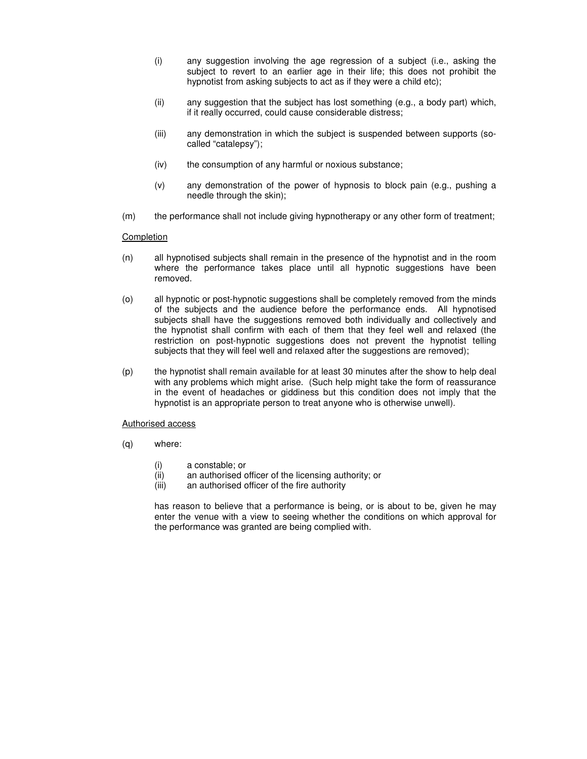(i) any suggestion involving the age regression of a subject (i.e., asking the subject to revert to an earlier age in their life; this does not prohibit the hypnotist from asking subjects to act as if they were a child etc);

(ii) any suggestion that the subject has lost something (e.g., a body part) which, if it really occurred, could cause considerable distress;

(iii) any demonstration in which the subject is suspended between supports (so-called "catalepsy");

(iv) the consumption of any harmful or noxious substance;

(v) any demonstration of the power of hypnosis to block pain (e.g., pushing a needle through the skin);

(m) the performance shall not include giving hypnotherapy or any other form of treatment;

<u>Completion</u>

(n) all hypnotised subjects shall remain in the presence of the hypnotist and in the room where the performance takes place until all hypnotic suggestions have been removed.

(o) all hypnotic or post-hypnotic suggestions shall be completely removed from the minds of the subjects and the audience before the performance ends. All hypnotised subjects shall have the suggestions removed both individually and collectively and the hypnotist shall confirm with each of them that they feel well and relaxed (the restriction on post-hypnotic suggestions does not prevent the hypnotist telling subjects that they will feel well and relaxed after the suggestions are removed);

(p) the hypnotist shall remain available for at least 30 minutes after the show to help deal with any problems which might arise. (Such help might take the form of reassurance in the event of headaches or giddiness but this condition does not imply that the hypnotist is an appropriate person to treat anyone who is otherwise unwell).

<u>Authorised access</u>

(q) where:

(i) a constable; or
(ii) an authorised officer of the licensing authority; or
(iii) an authorised officer of the fire authority

has reason to believe that a performance is being, or is about to be, given he may enter the venue with a view to seeing whether the conditions on which approval for the performance was granted are being complied with.